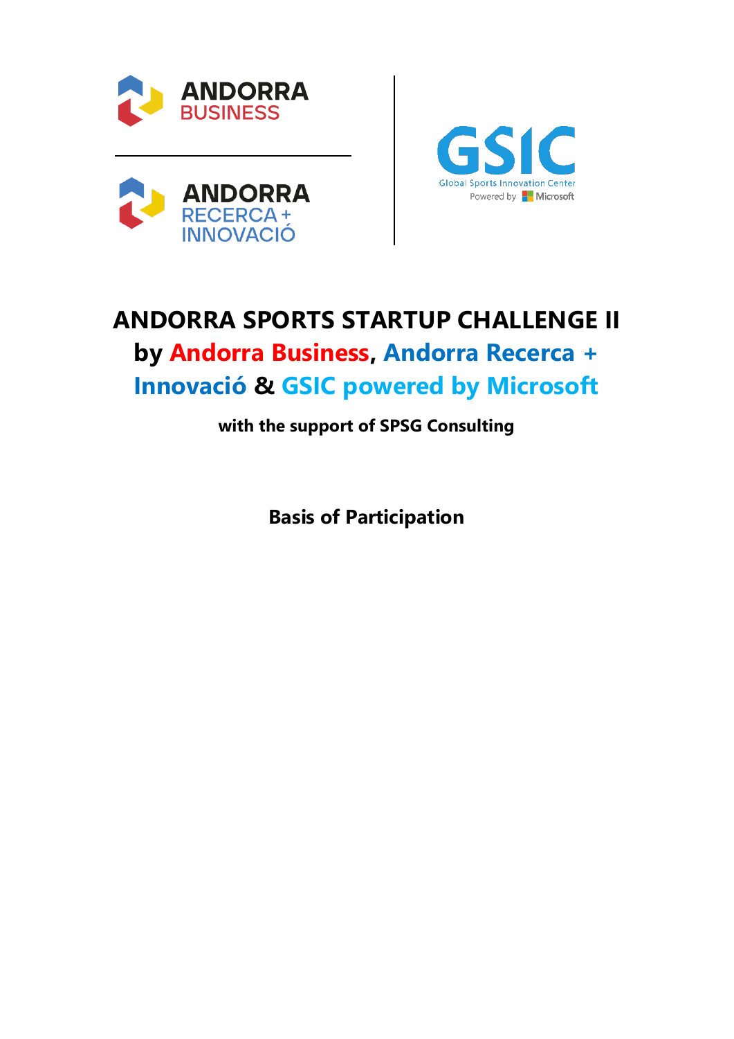ANDORRA BUSINESS

ANDORRA RECERCA + INNOVACIÓ

GSIC
Global Sports Innovation Center
Powered by Microsoft

# ANDORRA SPORTS STARTUP CHALLENGE II
# by Andorra Business, Andorra Recerca + Innovació & GSIC powered by Microsoft

**with the support of SPSG Consulting**

## Basis of Participation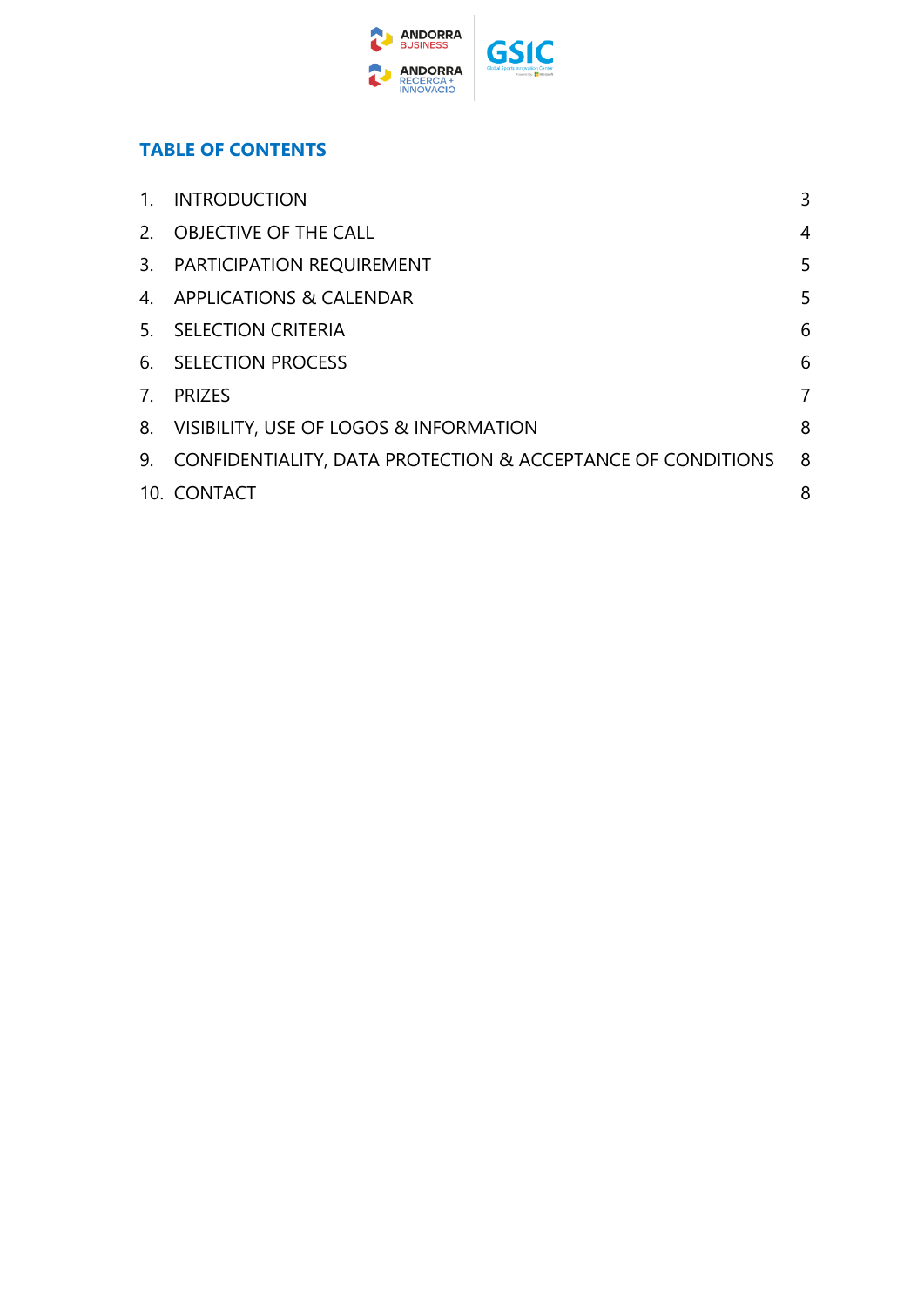## TABLE OF CONTENTS

| | | |
|---|---|---|
| 1. | INTRODUCTION | 3 |
| 2. | OBJECTIVE OF THE CALL | 4 |
| 3. | PARTICIPATION REQUIREMENT | 5 |
| 4. | APPLICATIONS & CALENDAR | 5 |
| 5. | SELECTION CRITERIA | 6 |
| 6. | SELECTION PROCESS | 6 |
| 7. | PRIZES | 7 |
| 8. | VISIBILITY, USE OF LOGOS & INFORMATION | 8 |
| 9. | CONFIDENTIALITY, DATA PROTECTION & ACCEPTANCE OF CONDITIONS | 8 |
| 10. | CONTACT | 8 |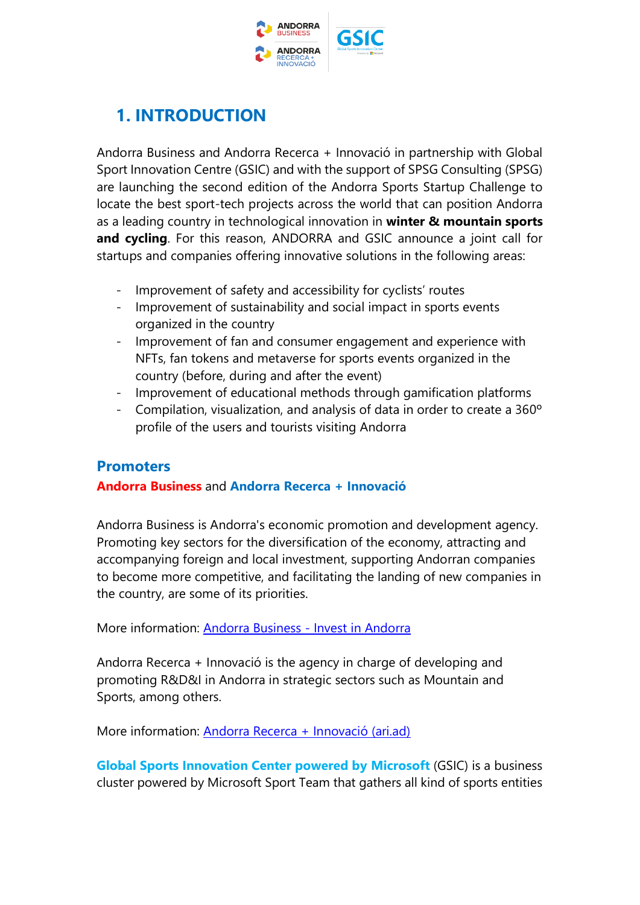# 1. INTRODUCTION

Andorra Business and Andorra Recerca + Innovació in partnership with Global Sport Innovation Centre (GSIC) and with the support of SPSG Consulting (SPSG) are launching the second edition of the Andorra Sports Startup Challenge to locate the best sport-tech projects across the world that can position Andorra as a leading country in technological innovation in **winter & mountain sports and cycling**. For this reason, ANDORRA and GSIC announce a joint call for startups and companies offering innovative solutions in the following areas:

- Improvement of safety and accessibility for cyclists' routes
- Improvement of sustainability and social impact in sports events organized in the country
- Improvement of fan and consumer engagement and experience with NFTs, fan tokens and metaverse for sports events organized in the country (before, during and after the event)
- Improvement of educational methods through gamification platforms
- Compilation, visualization, and analysis of data in order to create a 360º profile of the users and tourists visiting Andorra

## Promoters

**Andorra Business** and **Andorra Recerca + Innovació**

Andorra Business is Andorra's economic promotion and development agency. Promoting key sectors for the diversification of the economy, attracting and accompanying foreign and local investment, supporting Andorran companies to become more competitive, and facilitating the landing of new companies in the country, are some of its priorities.

More information: Andorra Business - Invest in Andorra

Andorra Recerca + Innovació is the agency in charge of developing and promoting R&D&I in Andorra in strategic sectors such as Mountain and Sports, among others.

More information: Andorra Recerca + Innovació (ari.ad)

**Global Sports Innovation Center powered by Microsoft** (GSIC) is a business cluster powered by Microsoft Sport Team that gathers all kind of sports entities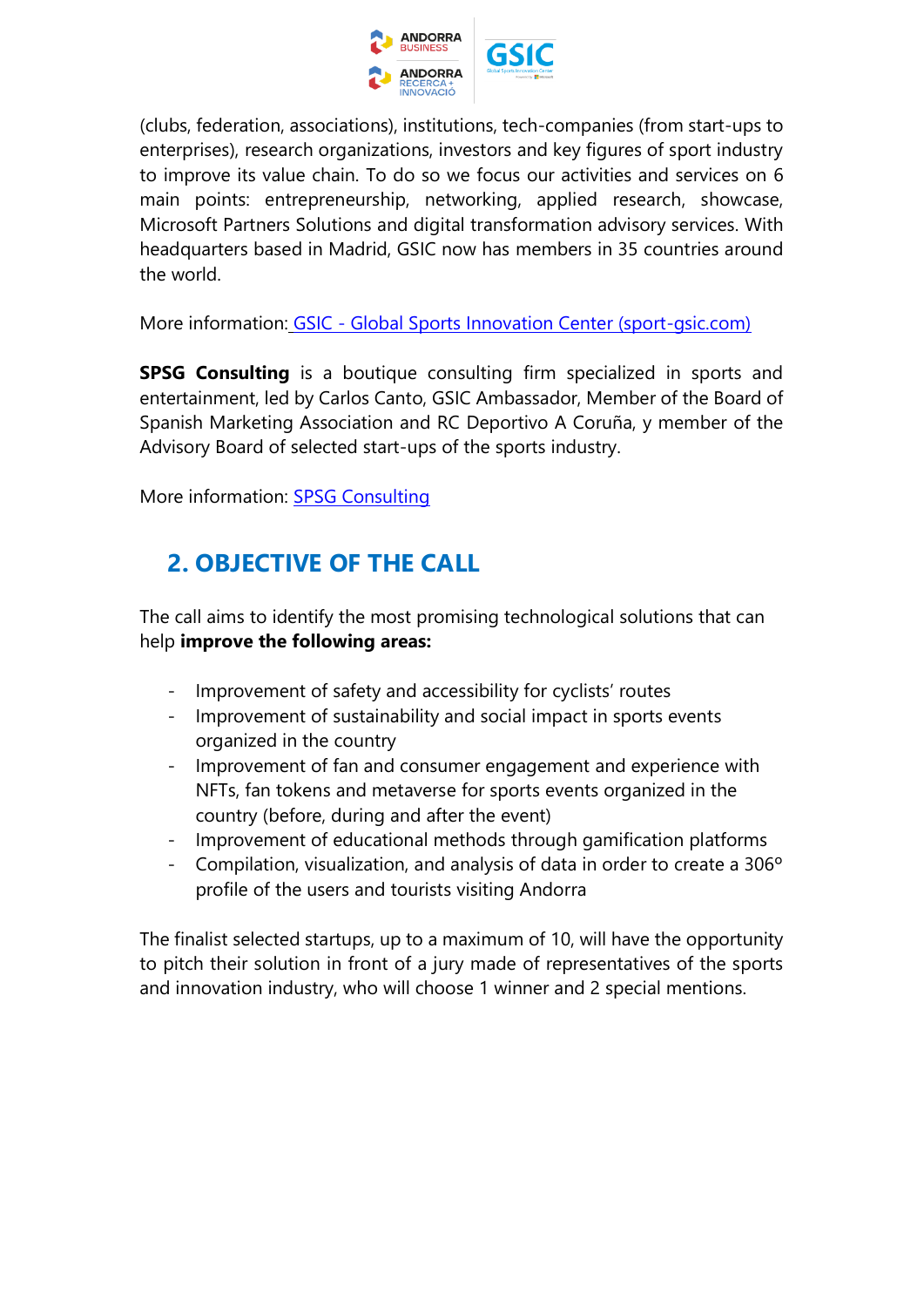(clubs, federation, associations), institutions, tech-companies (from start-ups to enterprises), research organizations, investors and key figures of sport industry to improve its value chain. To do so we focus our activities and services on 6 main points: entrepreneurship, networking, applied research, showcase, Microsoft Partners Solutions and digital transformation advisory services. With headquarters based in Madrid, GSIC now has members in 35 countries around the world.

More information: [GSIC - Global Sports Innovation Center (sport-gsic.com)]

**SPSG Consulting** is a boutique consulting firm specialized in sports and entertainment, led by Carlos Canto, GSIC Ambassador, Member of the Board of Spanish Marketing Association and RC Deportivo A Coruña, y member of the Advisory Board of selected start-ups of the sports industry.

More information: [SPSG Consulting]

## 2. OBJECTIVE OF THE CALL

The call aims to identify the most promising technological solutions that can help **improve the following areas:**

- Improvement of safety and accessibility for cyclists' routes
- Improvement of sustainability and social impact in sports events organized in the country
- Improvement of fan and consumer engagement and experience with NFTs, fan tokens and metaverse for sports events organized in the country (before, during and after the event)
- Improvement of educational methods through gamification platforms
- Compilation, visualization, and analysis of data in order to create a 306º profile of the users and tourists visiting Andorra

The finalist selected startups, up to a maximum of 10, will have the opportunity to pitch their solution in front of a jury made of representatives of the sports and innovation industry, who will choose 1 winner and 2 special mentions.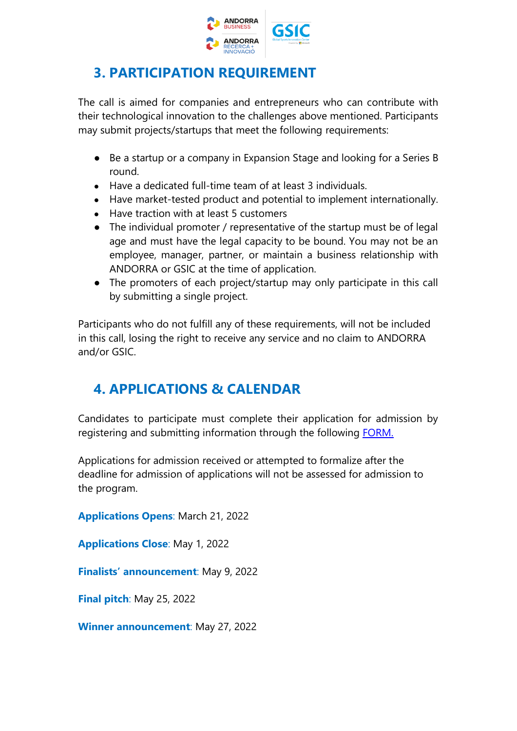## 3. PARTICIPATION REQUIREMENT

The call is aimed for companies and entrepreneurs who can contribute with their technological innovation to the challenges above mentioned. Participants may submit projects/startups that meet the following requirements:

- Be a startup or a company in Expansion Stage and looking for a Series B round.
- Have a dedicated full-time team of at least 3 individuals.
- Have market-tested product and potential to implement internationally.
- Have traction with at least 5 customers
- The individual promoter / representative of the startup must be of legal age and must have the legal capacity to be bound. You may not be an employee, manager, partner, or maintain a business relationship with ANDORRA or GSIC at the time of application.
- The promoters of each project/startup may only participate in this call by submitting a single project.

Participants who do not fulfill any of these requirements, will not be included in this call, losing the right to receive any service and no claim to ANDORRA and/or GSIC.

## 4. APPLICATIONS & CALENDAR

Candidates to participate must complete their application for admission by registering and submitting information through the following FORM.

Applications for admission received or attempted to formalize after the deadline for admission of applications will not be assessed for admission to the program.

**Applications Opens**: March 21, 2022

**Applications Close**: May 1, 2022

**Finalists' announcement**: May 9, 2022

**Final pitch**: May 25, 2022

**Winner announcement**: May 27, 2022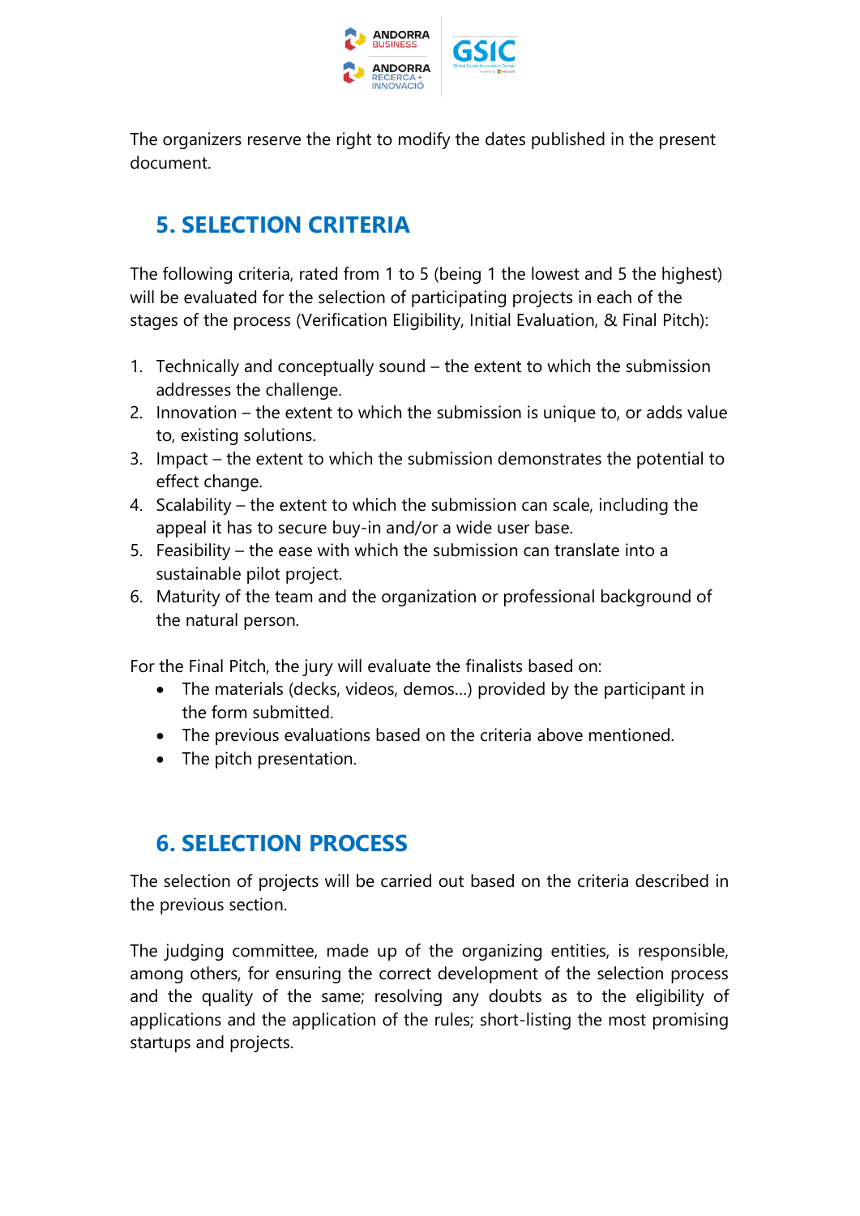The organizers reserve the right to modify the dates published in the present document.

## 5. SELECTION CRITERIA

The following criteria, rated from 1 to 5 (being 1 the lowest and 5 the highest) will be evaluated for the selection of participating projects in each of the stages of the process (Verification Eligibility, Initial Evaluation, & Final Pitch):

1. Technically and conceptually sound – the extent to which the submission addresses the challenge.
2. Innovation – the extent to which the submission is unique to, or adds value to, existing solutions.
3. Impact – the extent to which the submission demonstrates the potential to effect change.
4. Scalability – the extent to which the submission can scale, including the appeal it has to secure buy-in and/or a wide user base.
5. Feasibility – the ease with which the submission can translate into a sustainable pilot project.
6. Maturity of the team and the organization or professional background of the natural person.

For the Final Pitch, the jury will evaluate the finalists based on:

- The materials (decks, videos, demos…) provided by the participant in the form submitted.
- The previous evaluations based on the criteria above mentioned.
- The pitch presentation.

## 6. SELECTION PROCESS

The selection of projects will be carried out based on the criteria described in the previous section.

The judging committee, made up of the organizing entities, is responsible, among others, for ensuring the correct development of the selection process and the quality of the same; resolving any doubts as to the eligibility of applications and the application of the rules; short-listing the most promising startups and projects.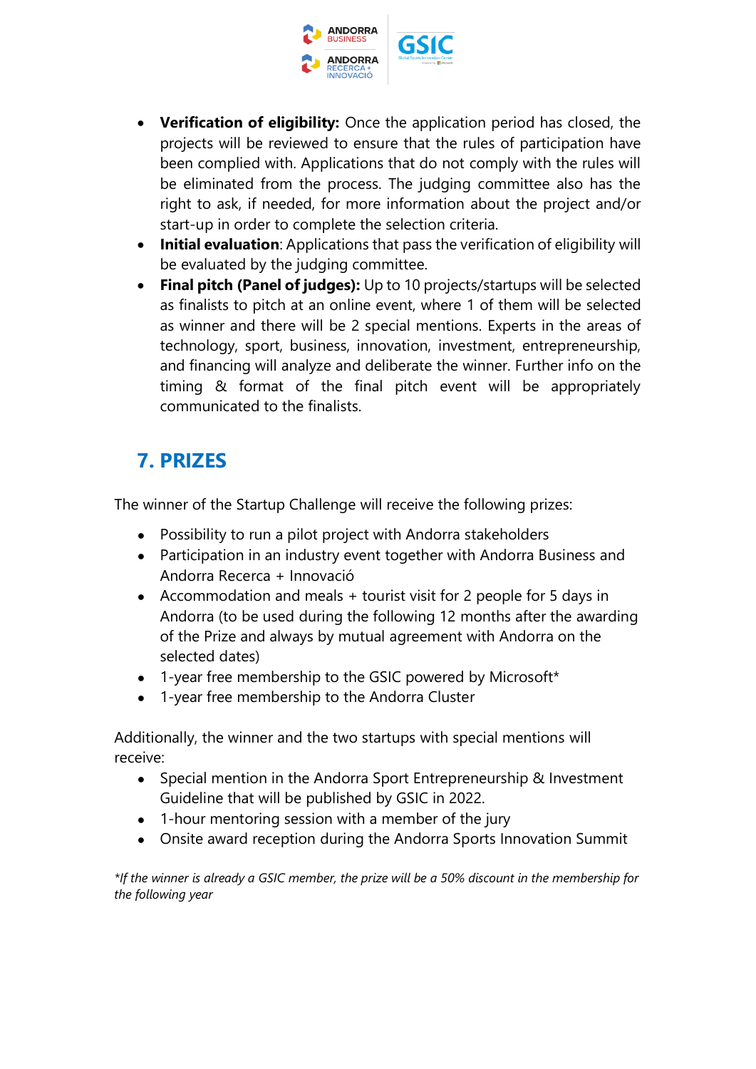- **Verification of eligibility:** Once the application period has closed, the projects will be reviewed to ensure that the rules of participation have been complied with. Applications that do not comply with the rules will be eliminated from the process. The judging committee also has the right to ask, if needed, for more information about the project and/or start-up in order to complete the selection criteria.
- **Initial evaluation**: Applications that pass the verification of eligibility will be evaluated by the judging committee.
- **Final pitch (Panel of judges):** Up to 10 projects/startups will be selected as finalists to pitch at an online event, where 1 of them will be selected as winner and there will be 2 special mentions. Experts in the areas of technology, sport, business, innovation, investment, entrepreneurship, and financing will analyze and deliberate the winner. Further info on the timing & format of the final pitch event will be appropriately communicated to the finalists.

## 7. PRIZES

The winner of the Startup Challenge will receive the following prizes:

- Possibility to run a pilot project with Andorra stakeholders
- Participation in an industry event together with Andorra Business and Andorra Recerca + Innovació
- Accommodation and meals + tourist visit for 2 people for 5 days in Andorra (to be used during the following 12 months after the awarding of the Prize and always by mutual agreement with Andorra on the selected dates)
- 1-year free membership to the GSIC powered by Microsoft*
- 1-year free membership to the Andorra Cluster

Additionally, the winner and the two startups with special mentions will receive:

- Special mention in the Andorra Sport Entrepreneurship & Investment Guideline that will be published by GSIC in 2022.
- 1-hour mentoring session with a member of the jury
- Onsite award reception during the Andorra Sports Innovation Summit

*\*If the winner is already a GSIC member, the prize will be a 50% discount in the membership for the following year*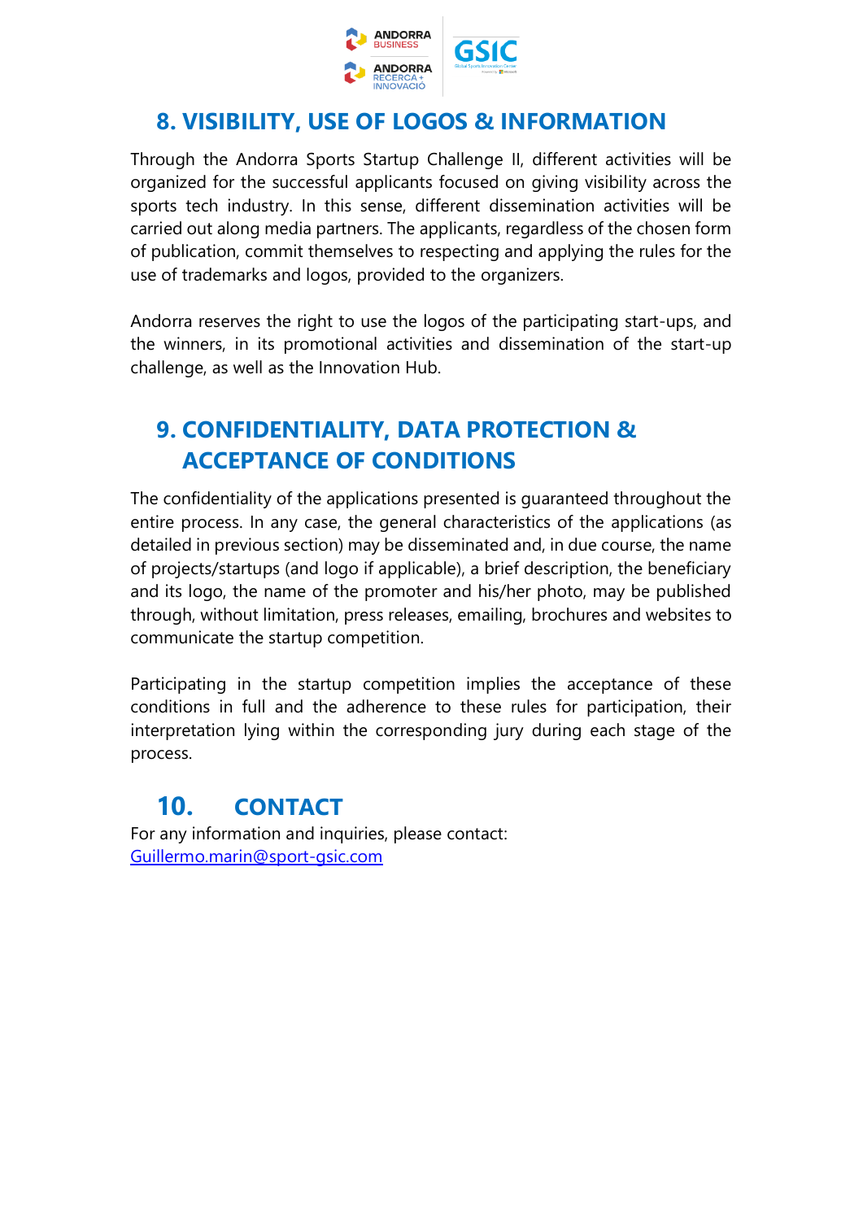## 8. VISIBILITY, USE OF LOGOS & INFORMATION

Through the Andorra Sports Startup Challenge II, different activities will be organized for the successful applicants focused on giving visibility across the sports tech industry. In this sense, different dissemination activities will be carried out along media partners. The applicants, regardless of the chosen form of publication, commit themselves to respecting and applying the rules for the use of trademarks and logos, provided to the organizers.

Andorra reserves the right to use the logos of the participating start-ups, and the winners, in its promotional activities and dissemination of the start-up challenge, as well as the Innovation Hub.

## 9. CONFIDENTIALITY, DATA PROTECTION & ACCEPTANCE OF CONDITIONS

The confidentiality of the applications presented is guaranteed throughout the entire process. In any case, the general characteristics of the applications (as detailed in previous section) may be disseminated and, in due course, the name of projects/startups (and logo if applicable), a brief description, the beneficiary and its logo, the name of the promoter and his/her photo, may be published through, without limitation, press releases, emailing, brochures and websites to communicate the startup competition.

Participating in the startup competition implies the acceptance of these conditions in full and the adherence to these rules for participation, their interpretation lying within the corresponding jury during each stage of the process.

## 10. CONTACT

For any information and inquiries, please contact:
Guillermo.marin@sport-gsic.com